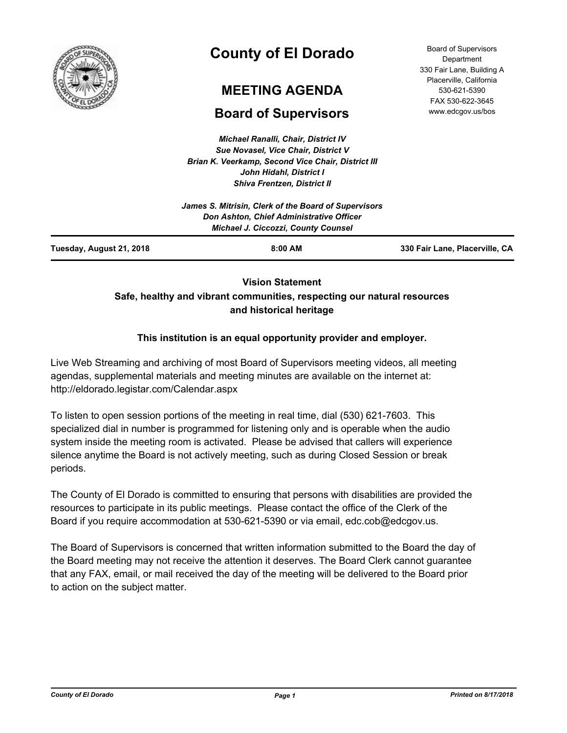# County of El Dorado

## MEETING AGENDA

## Board of Supervisors

Board of Supervisors Department
330 Fair Lane, Building A
Placerville, California
530-621-5390
FAX 530-622-3645
www.edcgov.us/bos

*Michael Ranalli, Chair, District IV*
*Sue Novasel, Vice Chair, District V*
*Brian K. Veerkamp, Second Vice Chair, District III*
*John Hidahl, District I*
*Shiva Frentzen, District II*

*James S. Mitrisin, Clerk of the Board of Supervisors*
*Don Ashton, Chief Administrative Officer*
*Michael J. Ciccozzi, County Counsel*

**Tuesday, August 21, 2018** | **8:00 AM** | **330 Fair Lane, Placerville, CA**

**Vision Statement**
**Safe, healthy and vibrant communities, respecting our natural resources and historical heritage**

**This institution is an equal opportunity provider and employer.**

Live Web Streaming and archiving of most Board of Supervisors meeting videos, all meeting agendas, supplemental materials and meeting minutes are available on the internet at: http://eldorado.legistar.com/Calendar.aspx

To listen to open session portions of the meeting in real time, dial (530) 621-7603. This specialized dial in number is programmed for listening only and is operable when the audio system inside the meeting room is activated. Please be advised that callers will experience silence anytime the Board is not actively meeting, such as during Closed Session or break periods.

The County of El Dorado is committed to ensuring that persons with disabilities are provided the resources to participate in its public meetings. Please contact the office of the Clerk of the Board if you require accommodation at 530-621-5390 or via email, edc.cob@edcgov.us.

The Board of Supervisors is concerned that written information submitted to the Board the day of the Board meeting may not receive the attention it deserves. The Board Clerk cannot guarantee that any FAX, email, or mail received the day of the meeting will be delivered to the Board prior to action on the subject matter.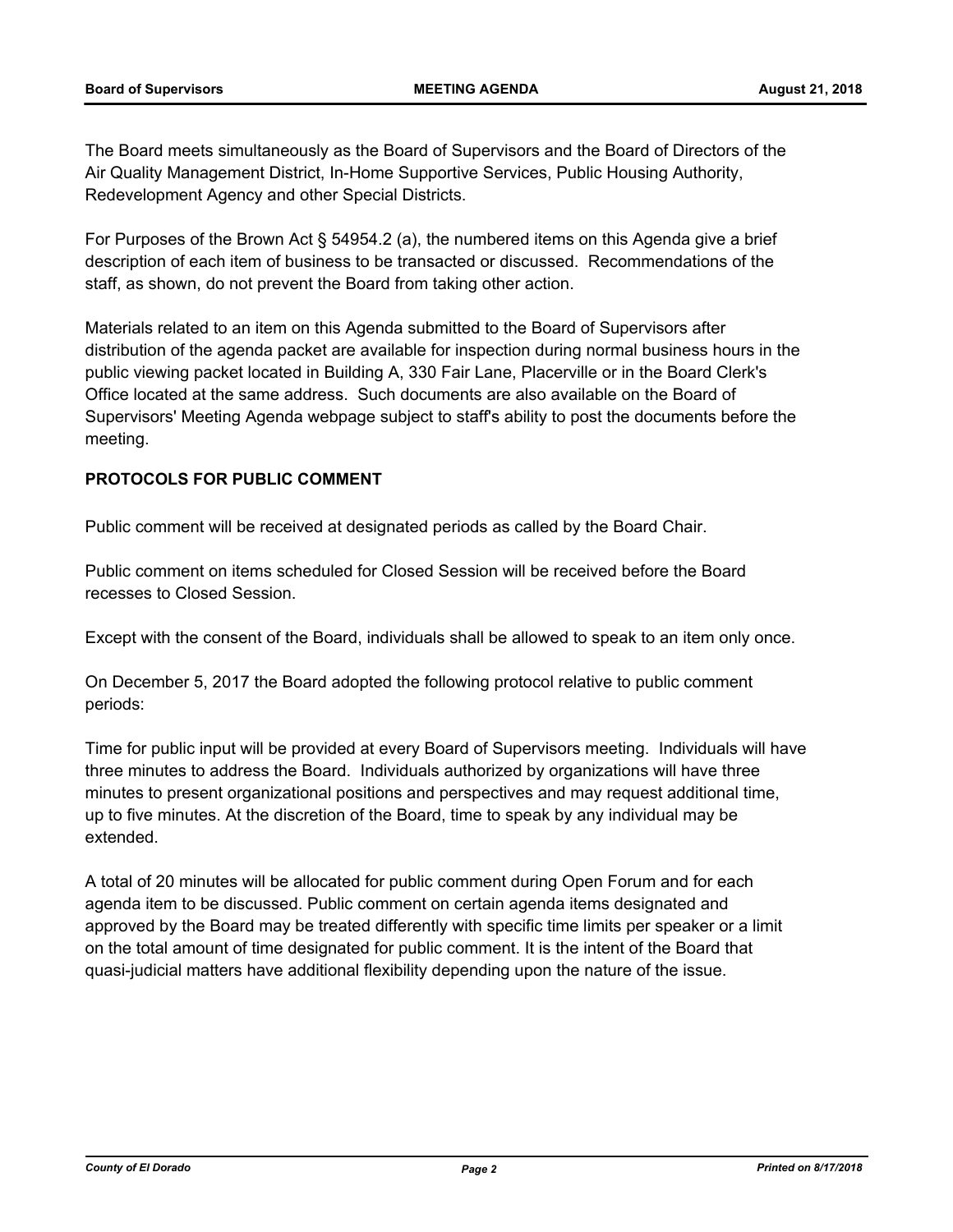The Board meets simultaneously as the Board of Supervisors and the Board of Directors of the Air Quality Management District, In-Home Supportive Services, Public Housing Authority, Redevelopment Agency and other Special Districts.

For Purposes of the Brown Act § 54954.2 (a), the numbered items on this Agenda give a brief description of each item of business to be transacted or discussed. Recommendations of the staff, as shown, do not prevent the Board from taking other action.

Materials related to an item on this Agenda submitted to the Board of Supervisors after distribution of the agenda packet are available for inspection during normal business hours in the public viewing packet located in Building A, 330 Fair Lane, Placerville or in the Board Clerk's Office located at the same address. Such documents are also available on the Board of Supervisors' Meeting Agenda webpage subject to staff's ability to post the documents before the meeting.

**PROTOCOLS FOR PUBLIC COMMENT**

Public comment will be received at designated periods as called by the Board Chair.

Public comment on items scheduled for Closed Session will be received before the Board recesses to Closed Session.

Except with the consent of the Board, individuals shall be allowed to speak to an item only once.

On December 5, 2017 the Board adopted the following protocol relative to public comment periods:

Time for public input will be provided at every Board of Supervisors meeting. Individuals will have three minutes to address the Board. Individuals authorized by organizations will have three minutes to present organizational positions and perspectives and may request additional time, up to five minutes. At the discretion of the Board, time to speak by any individual may be extended.

A total of 20 minutes will be allocated for public comment during Open Forum and for each agenda item to be discussed. Public comment on certain agenda items designated and approved by the Board may be treated differently with specific time limits per speaker or a limit on the total amount of time designated for public comment. It is the intent of the Board that quasi-judicial matters have additional flexibility depending upon the nature of the issue.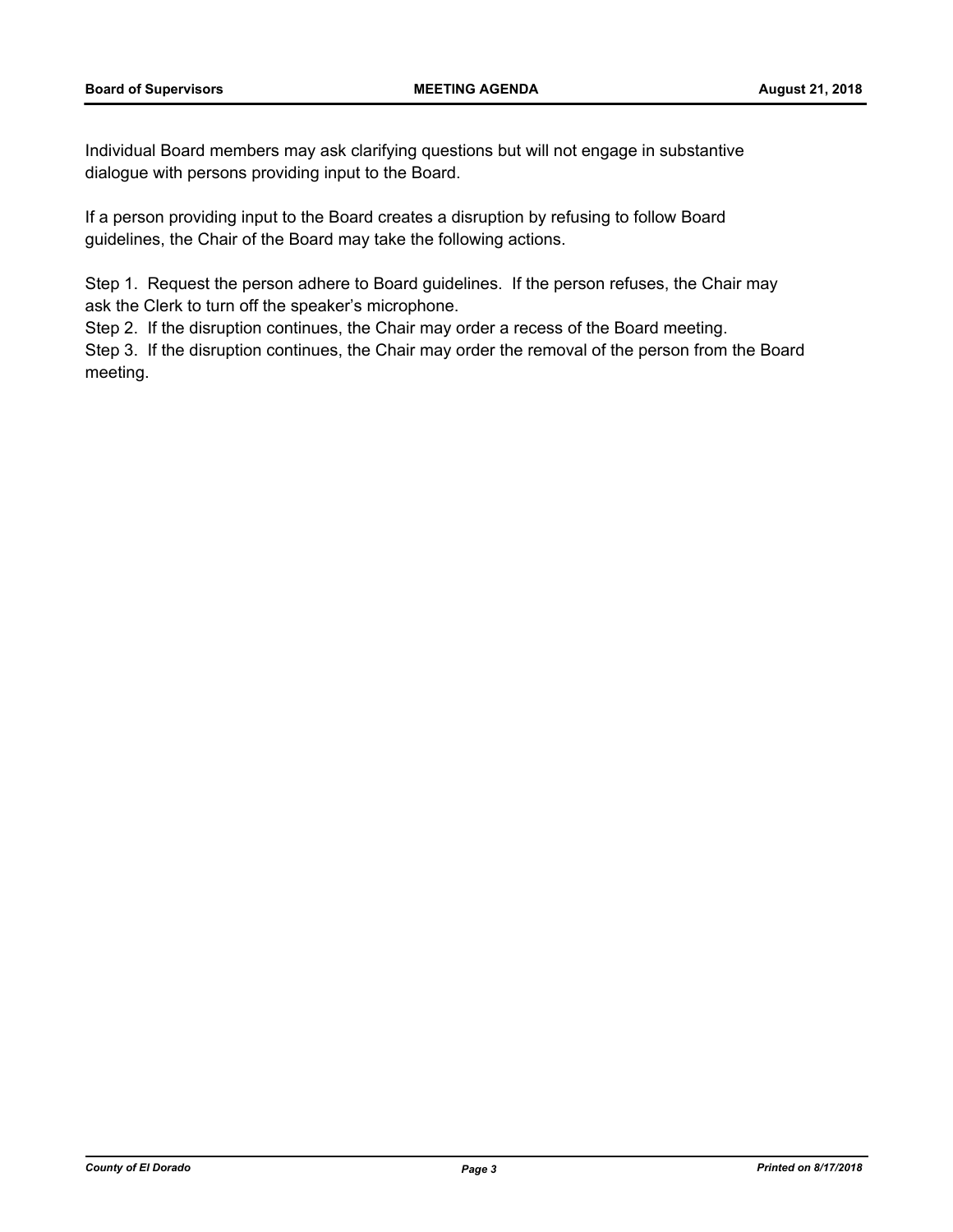Individual Board members may ask clarifying questions but will not engage in substantive dialogue with persons providing input to the Board.

If a person providing input to the Board creates a disruption by refusing to follow Board guidelines, the Chair of the Board may take the following actions.

Step 1. Request the person adhere to Board guidelines. If the person refuses, the Chair may ask the Clerk to turn off the speaker's microphone.
Step 2. If the disruption continues, the Chair may order a recess of the Board meeting.
Step 3. If the disruption continues, the Chair may order the removal of the person from the Board meeting.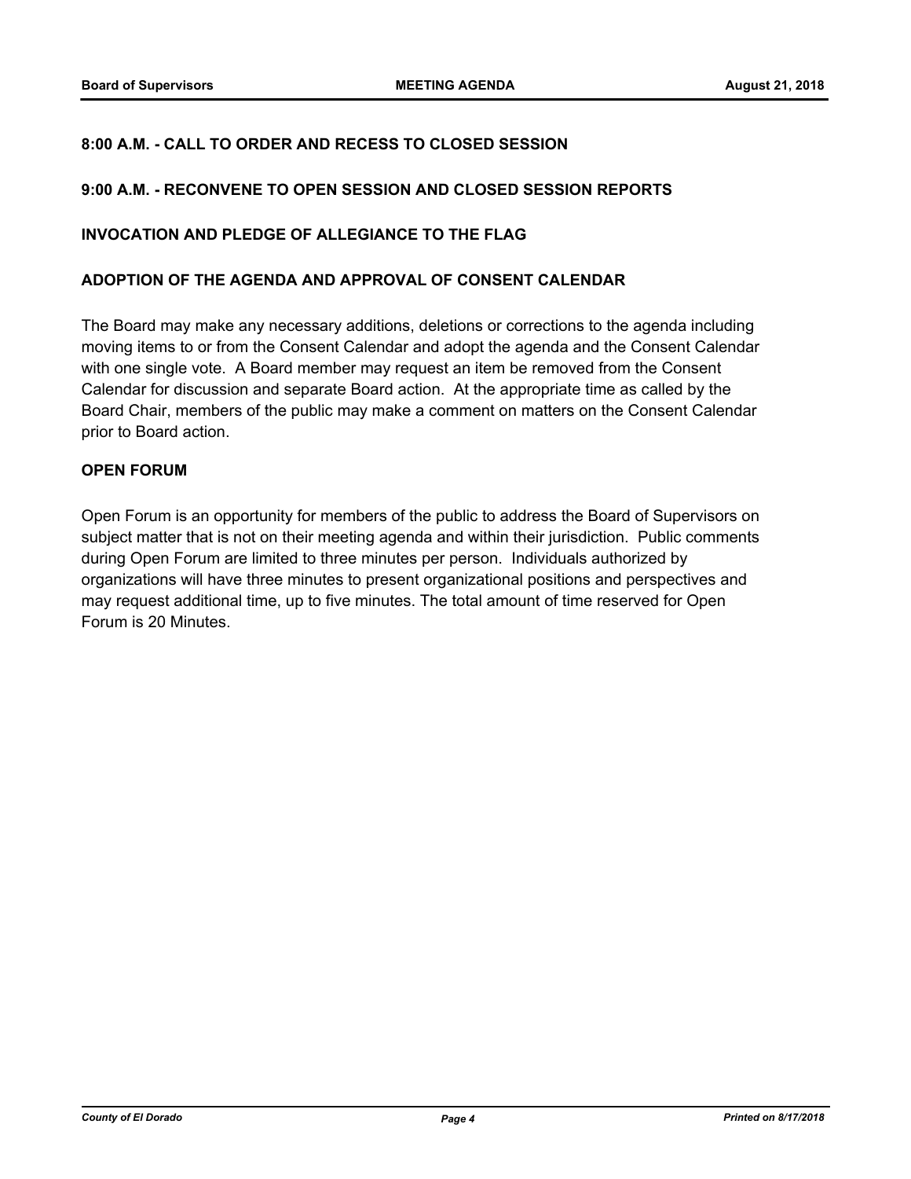## 8:00 A.M. - CALL TO ORDER AND RECESS TO CLOSED SESSION

## 9:00 A.M. - RECONVENE TO OPEN SESSION AND CLOSED SESSION REPORTS

## INVOCATION AND PLEDGE OF ALLEGIANCE TO THE FLAG

## ADOPTION OF THE AGENDA AND APPROVAL OF CONSENT CALENDAR

The Board may make any necessary additions, deletions or corrections to the agenda including moving items to or from the Consent Calendar and adopt the agenda and the Consent Calendar with one single vote. A Board member may request an item be removed from the Consent Calendar for discussion and separate Board action. At the appropriate time as called by the Board Chair, members of the public may make a comment on matters on the Consent Calendar prior to Board action.

## OPEN FORUM

Open Forum is an opportunity for members of the public to address the Board of Supervisors on subject matter that is not on their meeting agenda and within their jurisdiction. Public comments during Open Forum are limited to three minutes per person. Individuals authorized by organizations will have three minutes to present organizational positions and perspectives and may request additional time, up to five minutes. The total amount of time reserved for Open Forum is 20 Minutes.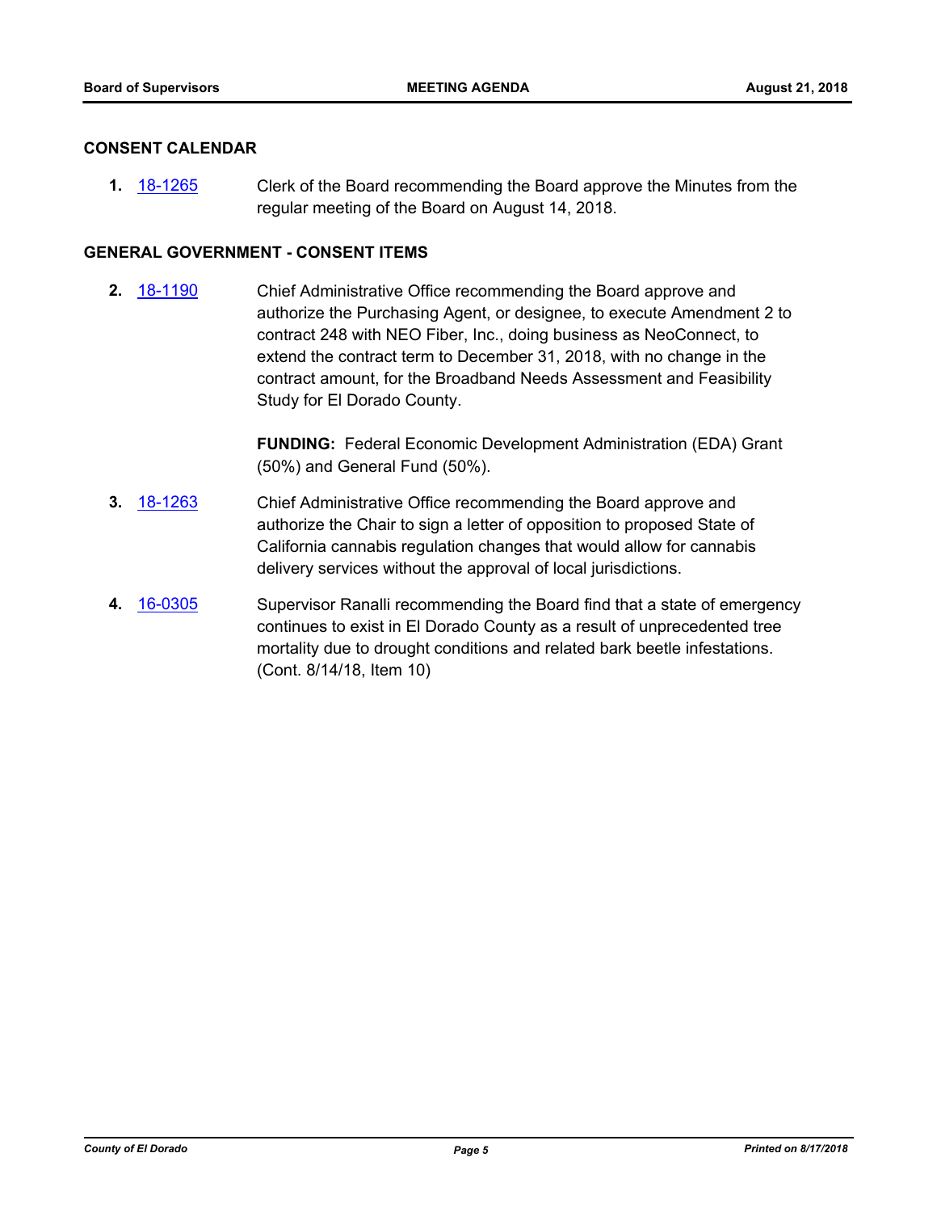## CONSENT CALENDAR

**1.** 18-1265 Clerk of the Board recommending the Board approve the Minutes from the regular meeting of the Board on August 14, 2018.

## GENERAL GOVERNMENT - CONSENT ITEMS

**2.** 18-1190 Chief Administrative Office recommending the Board approve and authorize the Purchasing Agent, or designee, to execute Amendment 2 to contract 248 with NEO Fiber, Inc., doing business as NeoConnect, to extend the contract term to December 31, 2018, with no change in the contract amount, for the Broadband Needs Assessment and Feasibility Study for El Dorado County.

**FUNDING:** Federal Economic Development Administration (EDA) Grant (50%) and General Fund (50%).

**3.** 18-1263 Chief Administrative Office recommending the Board approve and authorize the Chair to sign a letter of opposition to proposed State of California cannabis regulation changes that would allow for cannabis delivery services without the approval of local jurisdictions.

**4.** 16-0305 Supervisor Ranalli recommending the Board find that a state of emergency continues to exist in El Dorado County as a result of unprecedented tree mortality due to drought conditions and related bark beetle infestations. (Cont. 8/14/18, Item 10)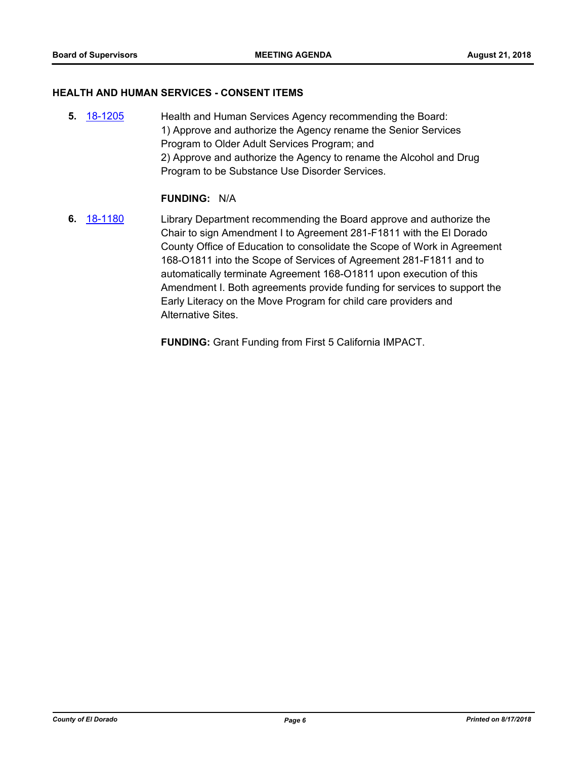## HEALTH AND HUMAN SERVICES - CONSENT ITEMS

**5.** 18-1205 Health and Human Services Agency recommending the Board:
1) Approve and authorize the Agency rename the Senior Services Program to Older Adult Services Program; and
2) Approve and authorize the Agency to rename the Alcohol and Drug Program to be Substance Use Disorder Services.

**FUNDING:** N/A

**6.** 18-1180 Library Department recommending the Board approve and authorize the Chair to sign Amendment I to Agreement 281-F1811 with the El Dorado County Office of Education to consolidate the Scope of Work in Agreement 168-O1811 into the Scope of Services of Agreement 281-F1811 and to automatically terminate Agreement 168-O1811 upon execution of this Amendment I. Both agreements provide funding for services to support the Early Literacy on the Move Program for child care providers and Alternative Sites.

**FUNDING:** Grant Funding from First 5 California IMPACT.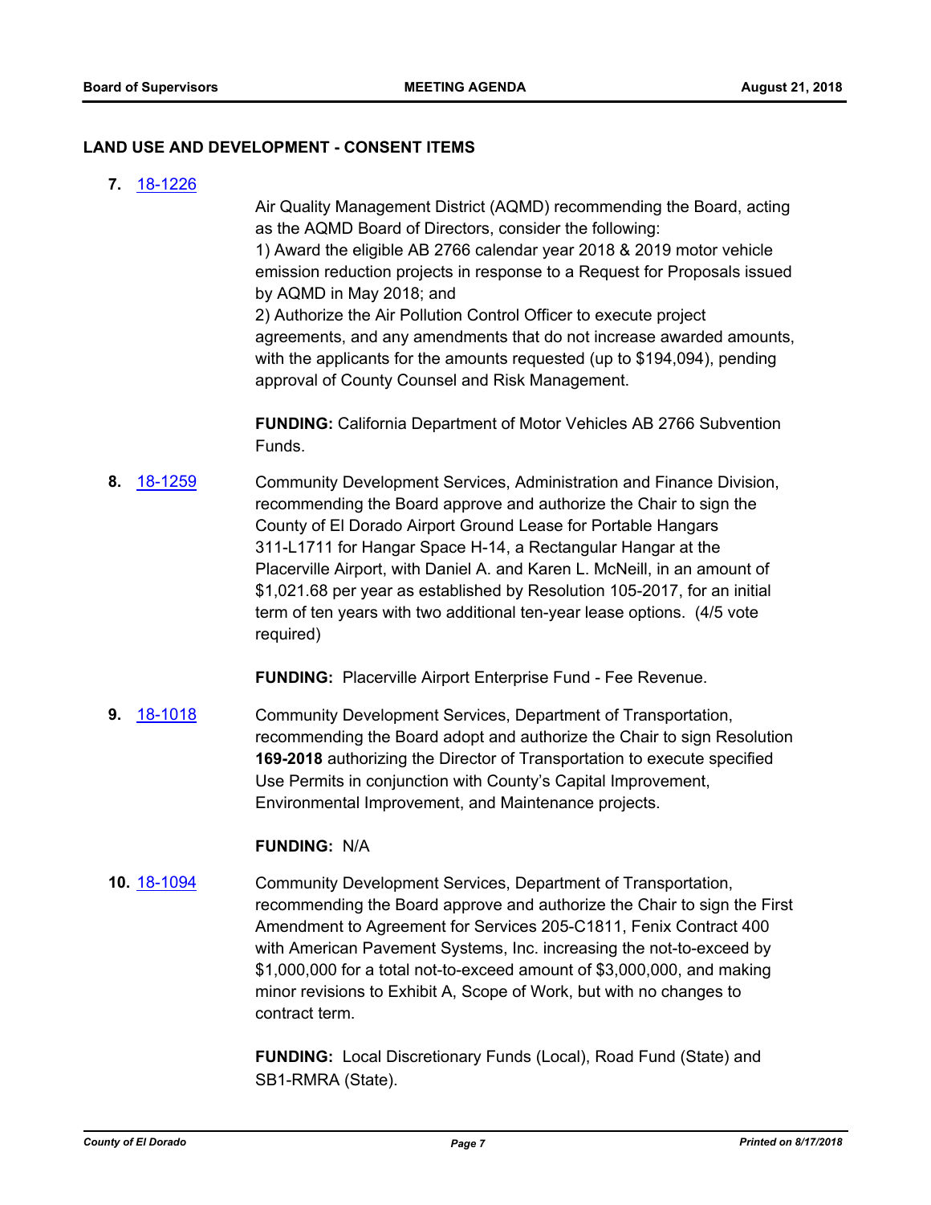## LAND USE AND DEVELOPMENT - CONSENT ITEMS

**7.** 18-1226

Air Quality Management District (AQMD) recommending the Board, acting as the AQMD Board of Directors, consider the following:
1) Award the eligible AB 2766 calendar year 2018 & 2019 motor vehicle emission reduction projects in response to a Request for Proposals issued by AQMD in May 2018; and
2) Authorize the Air Pollution Control Officer to execute project agreements, and any amendments that do not increase awarded amounts, with the applicants for the amounts requested (up to $194,094), pending approval of County Counsel and Risk Management.

**FUNDING:** California Department of Motor Vehicles AB 2766 Subvention Funds.

**8.** 18-1259

Community Development Services, Administration and Finance Division, recommending the Board approve and authorize the Chair to sign the County of El Dorado Airport Ground Lease for Portable Hangars 311-L1711 for Hangar Space H-14, a Rectangular Hangar at the Placerville Airport, with Daniel A. and Karen L. McNeill, in an amount of $1,021.68 per year as established by Resolution 105-2017, for an initial term of ten years with two additional ten-year lease options. (4/5 vote required)

**FUNDING:** Placerville Airport Enterprise Fund - Fee Revenue.

**9.** 18-1018

Community Development Services, Department of Transportation, recommending the Board adopt and authorize the Chair to sign Resolution **169-2018** authorizing the Director of Transportation to execute specified Use Permits in conjunction with County's Capital Improvement, Environmental Improvement, and Maintenance projects.

**FUNDING:** N/A

**10.** 18-1094

Community Development Services, Department of Transportation, recommending the Board approve and authorize the Chair to sign the First Amendment to Agreement for Services 205-C1811, Fenix Contract 400 with American Pavement Systems, Inc. increasing the not-to-exceed by $1,000,000 for a total not-to-exceed amount of $3,000,000, and making minor revisions to Exhibit A, Scope of Work, but with no changes to contract term.

**FUNDING:** Local Discretionary Funds (Local), Road Fund (State) and SB1-RMRA (State).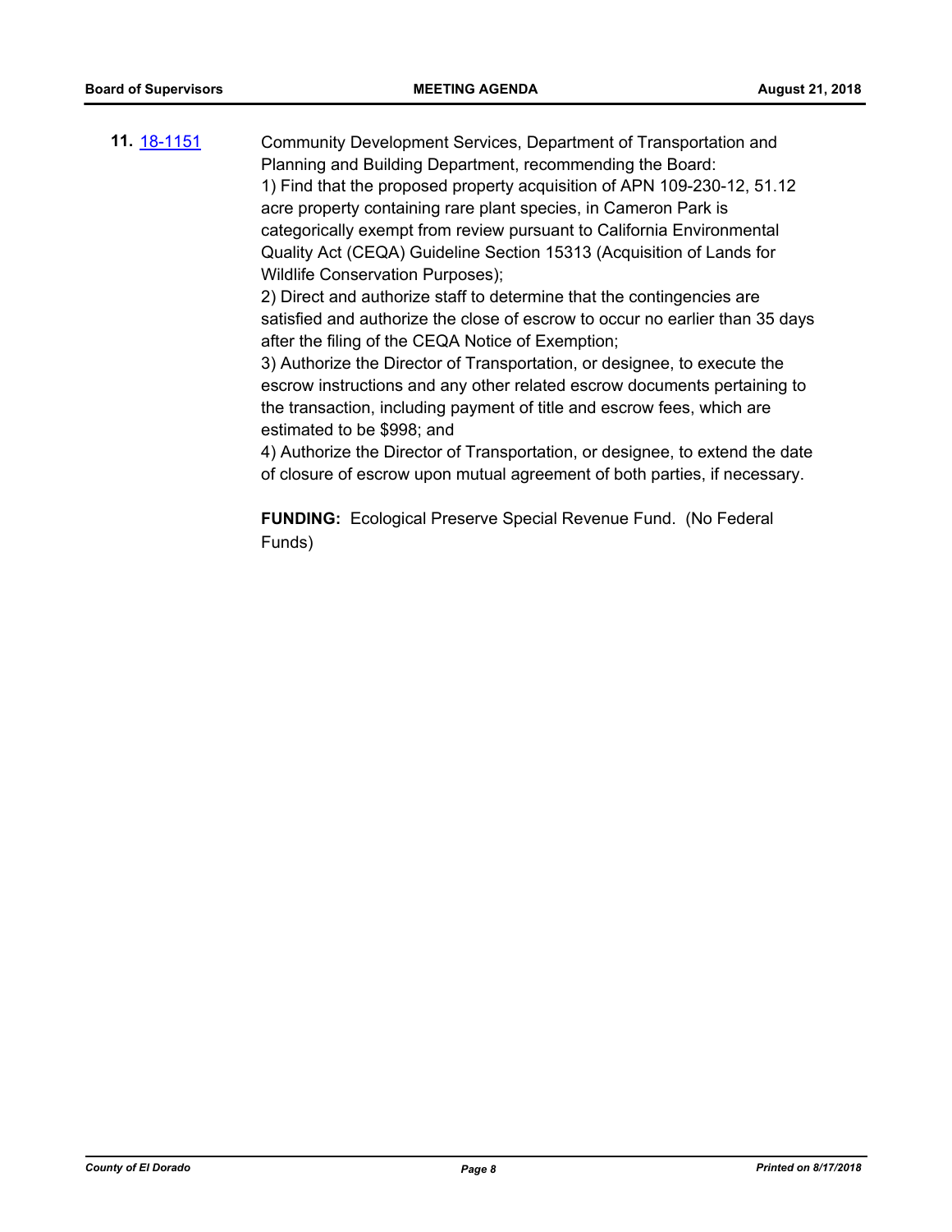**11.** [18-1151](18-1151) Community Development Services, Department of Transportation and Planning and Building Department, recommending the Board:

1) Find that the proposed property acquisition of APN 109-230-12, 51.12 acre property containing rare plant species, in Cameron Park is categorically exempt from review pursuant to California Environmental Quality Act (CEQA) Guideline Section 15313 (Acquisition of Lands for Wildlife Conservation Purposes);

2) Direct and authorize staff to determine that the contingencies are satisfied and authorize the close of escrow to occur no earlier than 35 days after the filing of the CEQA Notice of Exemption;

3) Authorize the Director of Transportation, or designee, to execute the escrow instructions and any other related escrow documents pertaining to the transaction, including payment of title and escrow fees, which are estimated to be $998; and

4) Authorize the Director of Transportation, or designee, to extend the date of closure of escrow upon mutual agreement of both parties, if necessary.

**FUNDING:** Ecological Preserve Special Revenue Fund. (No Federal Funds)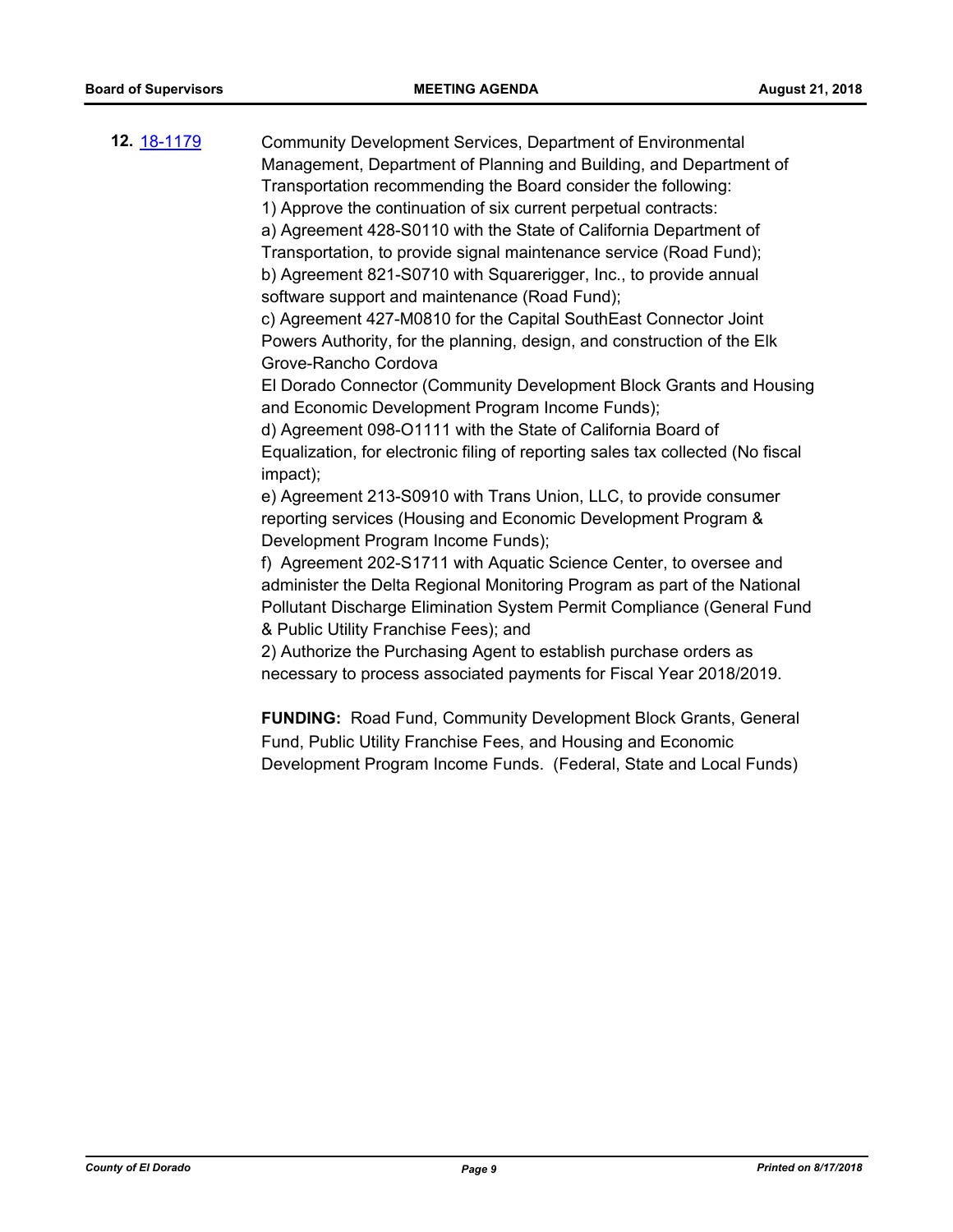**12.** [18-1179](18-1179)

Community Development Services, Department of Environmental Management, Department of Planning and Building, and Department of Transportation recommending the Board consider the following:

1) Approve the continuation of six current perpetual contracts:

a) Agreement 428-S0110 with the State of California Department of Transportation, to provide signal maintenance service (Road Fund);

b) Agreement 821-S0710 with Squarerigger, Inc., to provide annual software support and maintenance (Road Fund);

c) Agreement 427-M0810 for the Capital SouthEast Connector Joint Powers Authority, for the planning, design, and construction of the Elk Grove-Rancho Cordova

El Dorado Connector (Community Development Block Grants and Housing and Economic Development Program Income Funds);

d) Agreement 098-O1111 with the State of California Board of Equalization, for electronic filing of reporting sales tax collected (No fiscal impact);

e) Agreement 213-S0910 with Trans Union, LLC, to provide consumer reporting services (Housing and Economic Development Program & Development Program Income Funds);

f) Agreement 202-S1711 with Aquatic Science Center, to oversee and administer the Delta Regional Monitoring Program as part of the National Pollutant Discharge Elimination System Permit Compliance (General Fund & Public Utility Franchise Fees); and

2) Authorize the Purchasing Agent to establish purchase orders as necessary to process associated payments for Fiscal Year 2018/2019.

**FUNDING:** Road Fund, Community Development Block Grants, General Fund, Public Utility Franchise Fees, and Housing and Economic Development Program Income Funds. (Federal, State and Local Funds)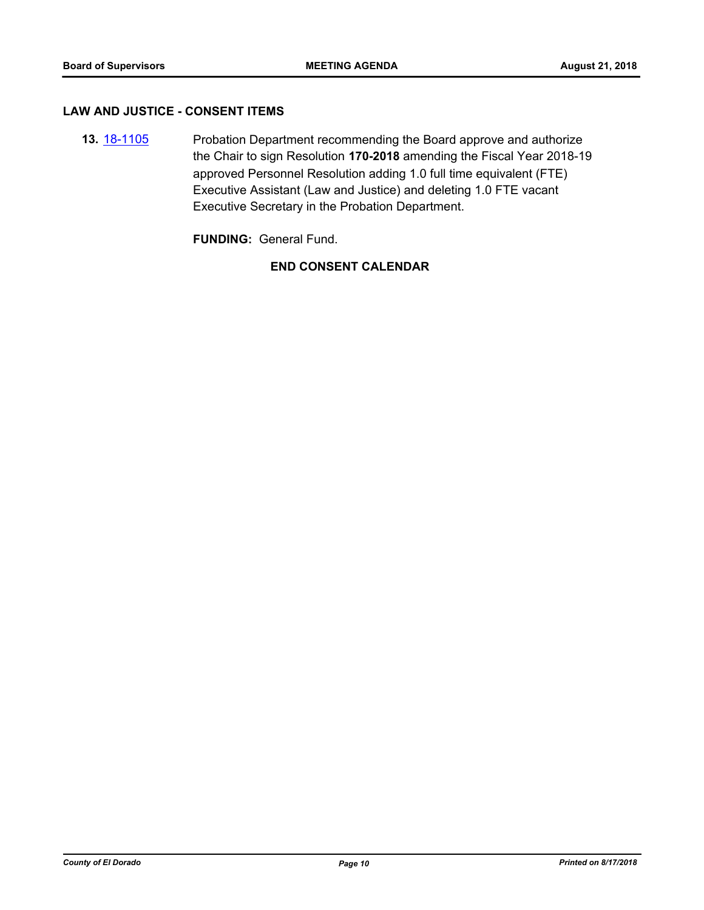## LAW AND JUSTICE - CONSENT ITEMS

**13.** 18-1105 Probation Department recommending the Board approve and authorize the Chair to sign Resolution **170-2018** amending the Fiscal Year 2018-19 approved Personnel Resolution adding 1.0 full time equivalent (FTE) Executive Assistant (Law and Justice) and deleting 1.0 FTE vacant Executive Secretary in the Probation Department.

**FUNDING:** General Fund.

**END CONSENT CALENDAR**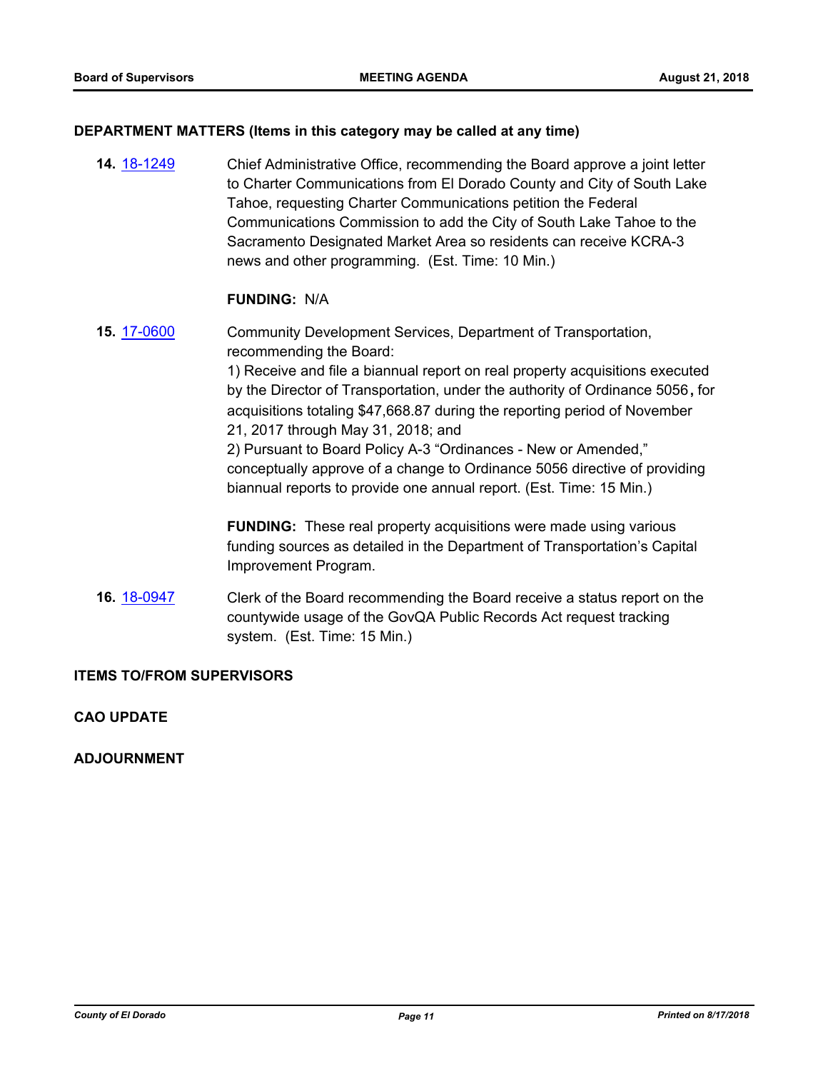**DEPARTMENT MATTERS (Items in this category may be called at any time)**

**14.** 18-1249 Chief Administrative Office, recommending the Board approve a joint letter to Charter Communications from El Dorado County and City of South Lake Tahoe, requesting Charter Communications petition the Federal Communications Commission to add the City of South Lake Tahoe to the Sacramento Designated Market Area so residents can receive KCRA-3 news and other programming. (Est. Time: 10 Min.)

**FUNDING:** N/A

**15.** 17-0600 Community Development Services, Department of Transportation, recommending the Board:

1) Receive and file a biannual report on real property acquisitions executed by the Director of Transportation, under the authority of Ordinance 5056**,** for acquisitions totaling $47,668.87 during the reporting period of November 21, 2017 through May 31, 2018; and

2) Pursuant to Board Policy A-3 “Ordinances - New or Amended,” conceptually approve of a change to Ordinance 5056 directive of providing biannual reports to provide one annual report. (Est. Time: 15 Min.)

**FUNDING:** These real property acquisitions were made using various funding sources as detailed in the Department of Transportation’s Capital Improvement Program.

**16.** 18-0947 Clerk of the Board recommending the Board receive a status report on the countywide usage of the GovQA Public Records Act request tracking system. (Est. Time: 15 Min.)

**ITEMS TO/FROM SUPERVISORS**

**CAO UPDATE**

**ADJOURNMENT**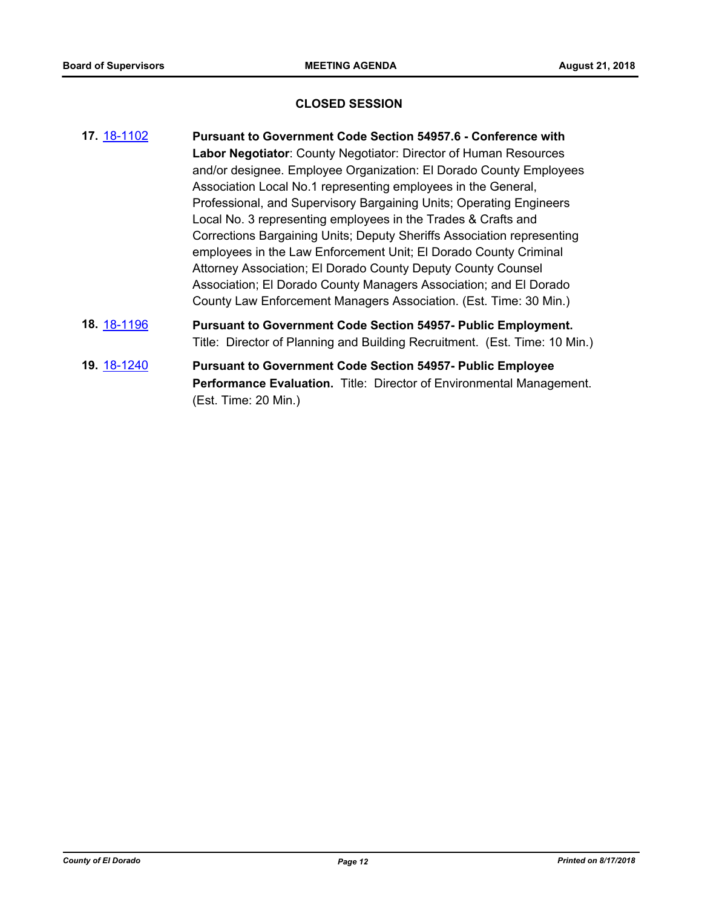## CLOSED SESSION

**17.** 18-1102 **Pursuant to Government Code Section 54957.6 - Conference with Labor Negotiator**: County Negotiator: Director of Human Resources and/or designee. Employee Organization: El Dorado County Employees Association Local No.1 representing employees in the General, Professional, and Supervisory Bargaining Units; Operating Engineers Local No. 3 representing employees in the Trades & Crafts and Corrections Bargaining Units; Deputy Sheriffs Association representing employees in the Law Enforcement Unit; El Dorado County Criminal Attorney Association; El Dorado County Deputy County Counsel Association; El Dorado County Managers Association; and El Dorado County Law Enforcement Managers Association. (Est. Time: 30 Min.)

**18.** 18-1196 **Pursuant to Government Code Section 54957- Public Employment.** Title: Director of Planning and Building Recruitment. (Est. Time: 10 Min.)

**19.** 18-1240 **Pursuant to Government Code Section 54957- Public Employee Performance Evaluation.** Title: Director of Environmental Management. (Est. Time: 20 Min.)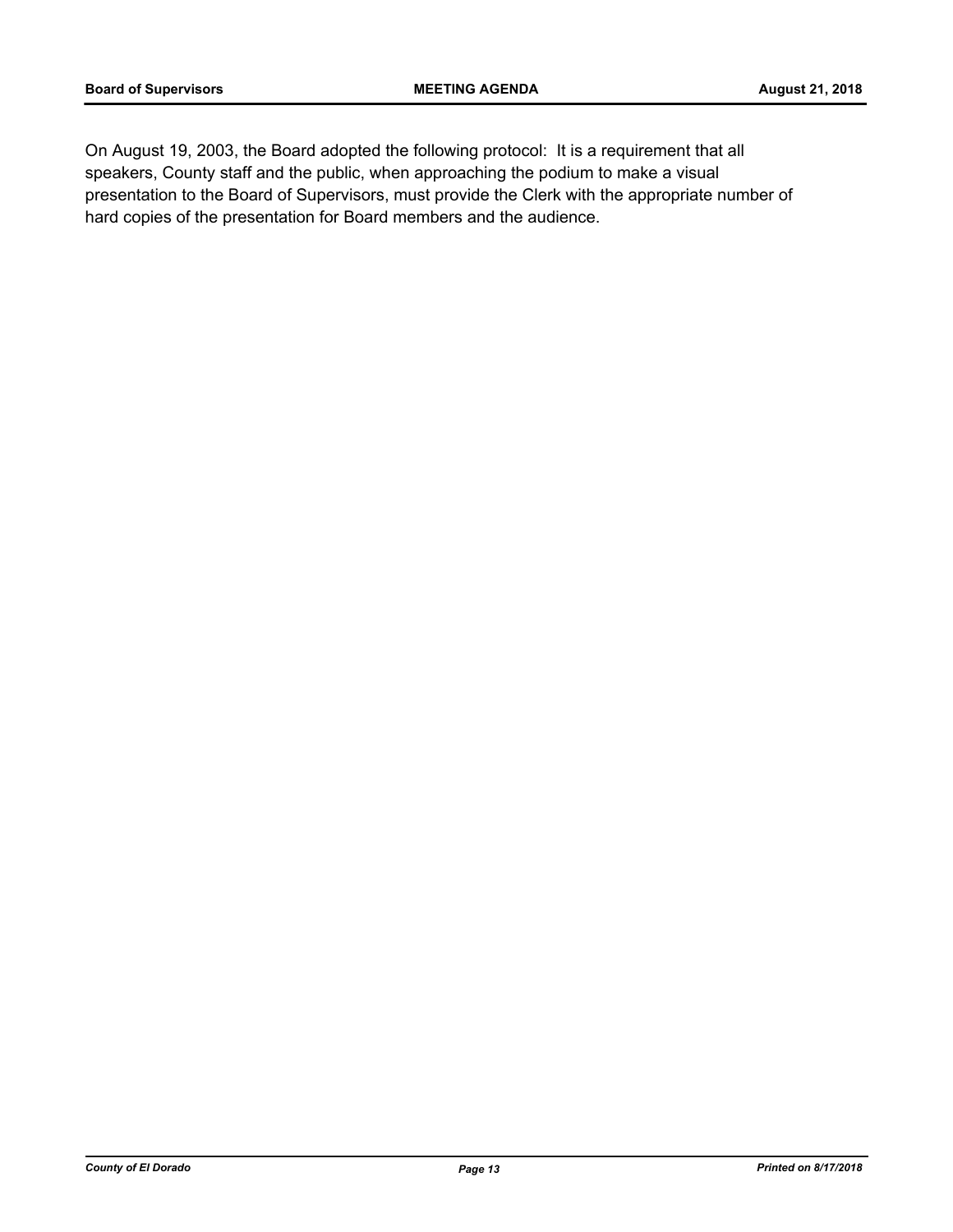On August 19, 2003, the Board adopted the following protocol: It is a requirement that all speakers, County staff and the public, when approaching the podium to make a visual presentation to the Board of Supervisors, must provide the Clerk with the appropriate number of hard copies of the presentation for Board members and the audience.